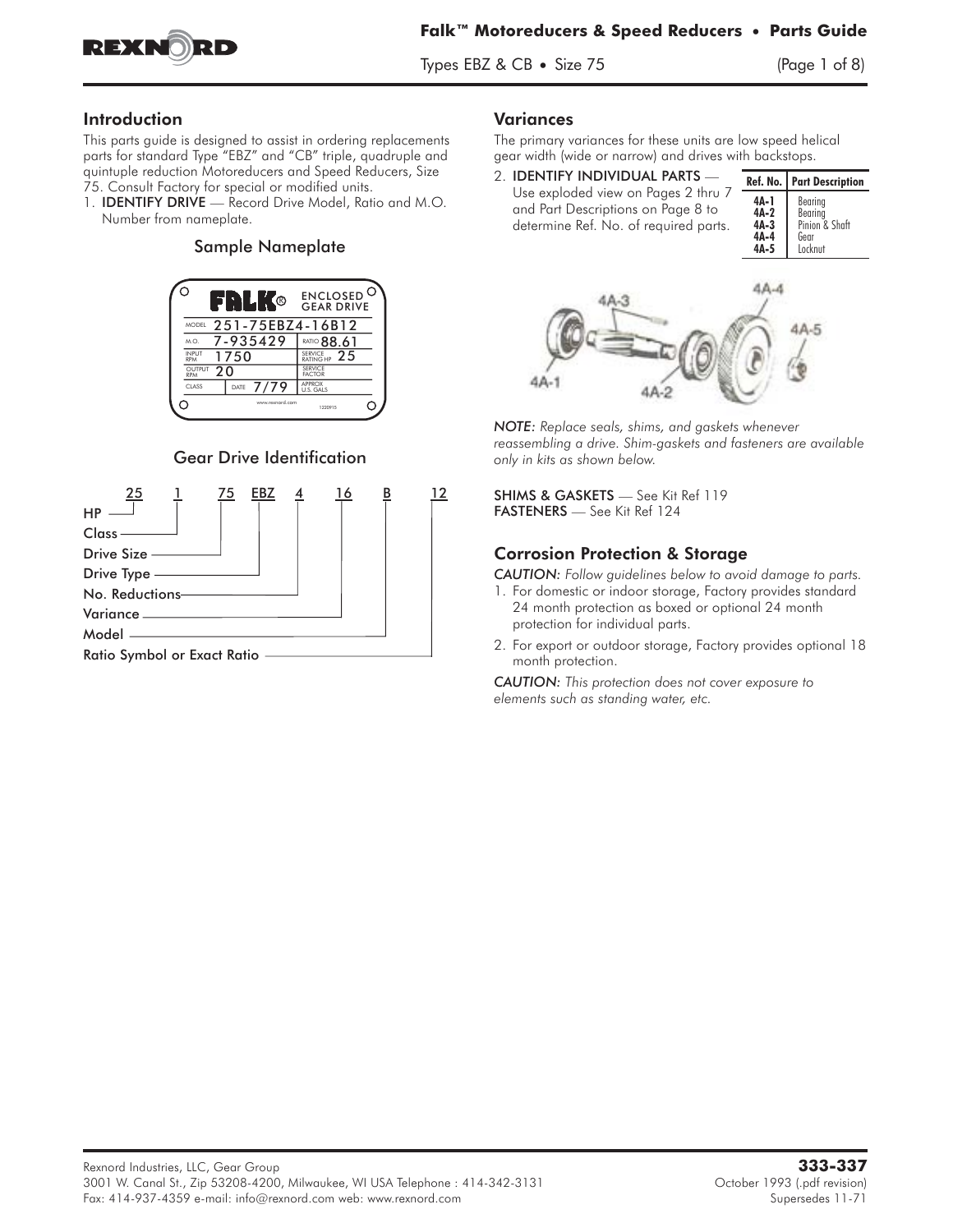# Falk™ Motoreducers & Speed Reducers • Parts Guide

Types EBZ & CB • Size 75

## Introduction

This parts guide is designed to assist in ordering replacements parts for standard Type "EBZ" and "CB" triple, quadruple and quintuple reduction Motoreducers and Speed Reducers, Size 75. Consult Factory for special or modified units.

1. **IDENTIFY DRIVE** — Record Drive Model, Ratio and M.O. Number from nameplate.

### Sample Nameplate

| FALK® | ENCLOSED GEAR DRIVE |
|---|---|
| MODEL 251-75EBZ4-16B12 | |
| M.O. 7-935429 | RATIO 88.61 |
| INPUT RPM 1750 | SERVICE RATING HP 25 |
| OUTPUT RPM 20 | SERVICE FACTOR |
| CLASS / DATE 7/79 | APPROX U.S. GALS |

www.rexnord.com 1220915

### Gear Drive Identification

25 1 75 EBZ 4 16 B 12

- 25 — HP
- 1 — Class
- 75 — Drive Size
- EBZ — Drive Type
- 4 — No. Reductions
- 16 — Variance
- B — Model
- 12 — Ratio Symbol or Exact Ratio

## Variances

The primary variances for these units are low speed helical gear width (wide or narrow) and drives with backstops.

2. **IDENTIFY INDIVIDUAL PARTS** — Use exploded view on Pages 2 thru 7 and Part Descriptions on Page 8 to determine Ref. No. of required parts.

| Ref. No. | Part Description |
|---|---|
| 4A-1 | Bearing |
| 4A-2 | Bearing |
| 4A-3 | Pinion & Shaft |
| 4A-4 | Gear |
| 4A-5 | Locknut |

4A-3 4A-4 4A-5 4A-1 4A-2

*NOTE: Replace seals, shims, and gaskets whenever reassembling a drive. Shim-gaskets and fasteners are available only in kits as shown below.*

**SHIMS & GASKETS** — See Kit Ref 119
**FASTENERS** — See Kit Ref 124

## Corrosion Protection & Storage

*CAUTION: Follow guidelines below to avoid damage to parts.*

1. For domestic or indoor storage, Factory provides standard 24 month protection as boxed or optional 24 month protection for individual parts.
2. For export or outdoor storage, Factory provides optional 18 month protection.

*CAUTION: This protection does not cover exposure to elements such as standing water, etc.*

Rexnord Industries, LLC, Gear Group
3001 W. Canal St., Zip 53208-4200, Milwaukee, WI USA Telephone : 414-342-3131
Fax: 414-937-4359 e-mail: info@rexnord.com web: www.rexnord.com

**333-337**
October 1993 (.pdf revision)
Supersedes 11-71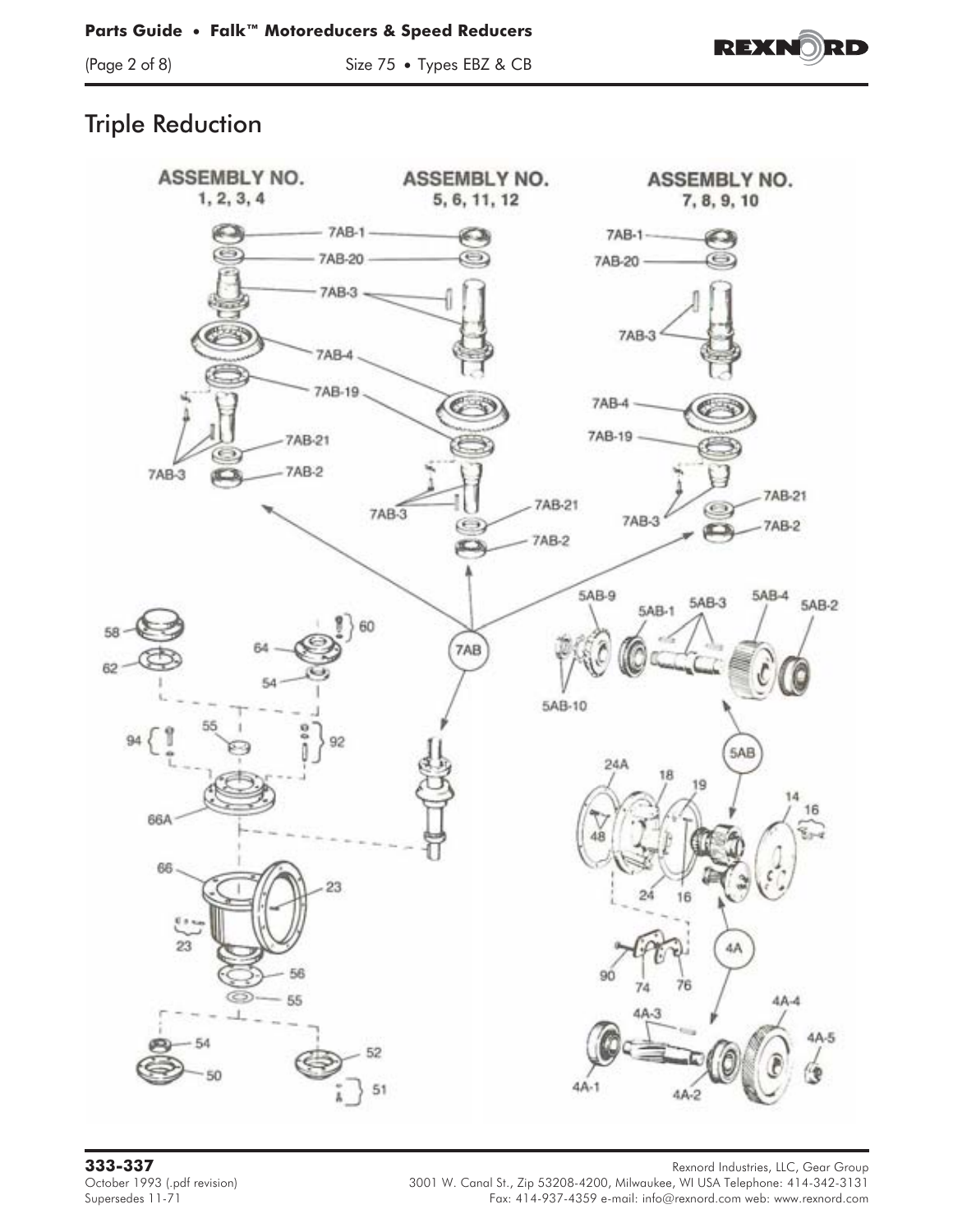# Triple Reduction

ASSEMBLY NO. 1, 2, 3, 4

ASSEMBLY NO. 5, 6, 11, 12

ASSEMBLY NO. 7, 8, 9, 10

7AB-1
7AB-20
7AB-3
7AB-4
7AB-19
7AB-21
7AB-2
7AB
5AB-9
5AB-1
5AB-3
5AB-4
5AB-2
5AB-10
5AB
58
62
60
64
54
55
94
92
66A
66
23
56
55
54
50
52
51
24A
18
19
14
16
48
24
16
4A
90
74
76
4A-3
4A-4
4A-5
4A-1
4A-2

**333-337**
October 1993 (.pdf revision)
Supersedes 11-71

Rexnord Industries, LLC, Gear Group
3001 W. Canal St., Zip 53208-4200, Milwaukee, WI USA Telephone: 414-342-3131
Fax: 414-937-4359 e-mail: info@rexnord.com web: www.rexnord.com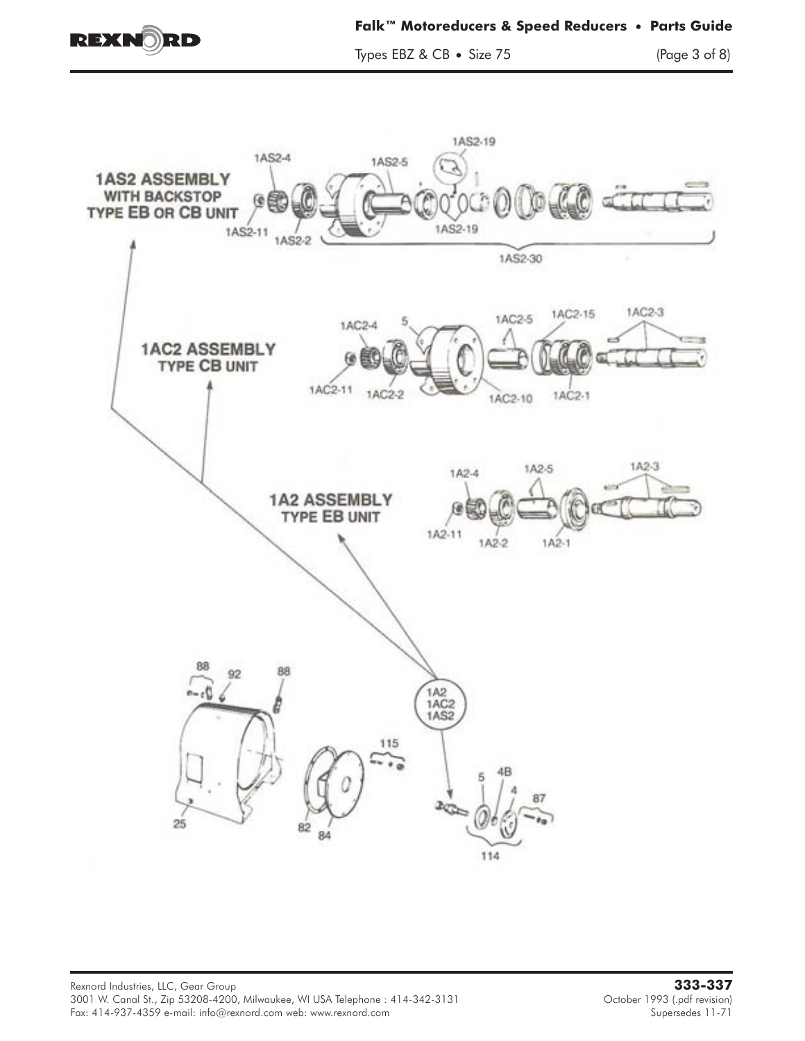**1AS2 ASSEMBLY**
**WITH BACKSTOP**
**TYPE EB OR CB UNIT**

1AS2-19, 1AS2-4, 1AS2-5, 1AS2-11, 1AS2-2, 1AS2-19, 1AS2-30

**1AC2 ASSEMBLY**
**TYPE CB UNIT**

1AC2-4, 5, 1AC2-5, 1AC2-15, 1AC2-3, 1AC2-11, 1AC2-2, 1AC2-10, 1AC2-1

**1A2 ASSEMBLY**
**TYPE EB UNIT**

1A2-4, 1A2-5, 1A2-3, 1A2-11, 1A2-2, 1A2-1

88, 92, 88, 1A2, 1AC2, 1AS2, 115, 5, 4B, 4, 87, 25, 82, 84, 114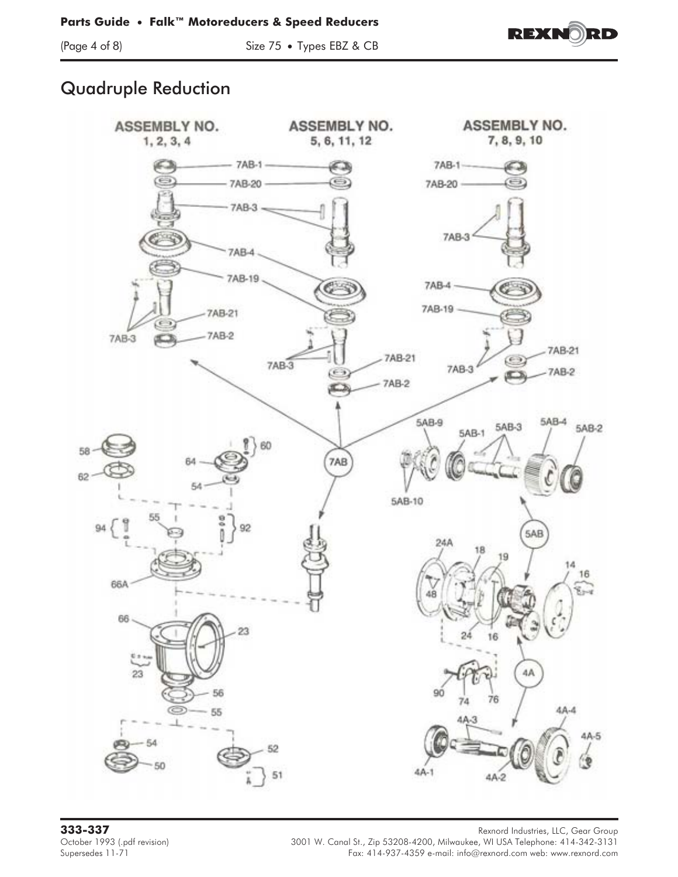# Quadruple Reduction

ASSEMBLY NO. 1, 2, 3, 4

ASSEMBLY NO. 5, 6, 11, 12

ASSEMBLY NO. 7, 8, 9, 10

7AB-1, 7AB-20, 7AB-3, 7AB-4, 7AB-19, 7AB-21, 7AB-2, 7AB

5AB-9, 5AB-1, 5AB-3, 5AB-4, 5AB-2, 5AB-10, 5AB

58, 62, 60, 64, 54, 55, 94, 92, 66A, 66, 23, 56, 55, 54, 50, 52, 51

24A, 18, 19, 14, 16, 48, 24, 16, 4A, 90, 74, 76

4A-3, 4A-4, 4A-5, 4A-1, 4A-2

**333-337**
October 1993 (.pdf revision)
Supersedes 11-71

Rexnord Industries, LLC, Gear Group
3001 W. Canal St., Zip 53208-4200, Milwaukee, WI USA Telephone: 414-342-3131
Fax: 414-937-4359 e-mail: info@rexnord.com web: www.rexnord.com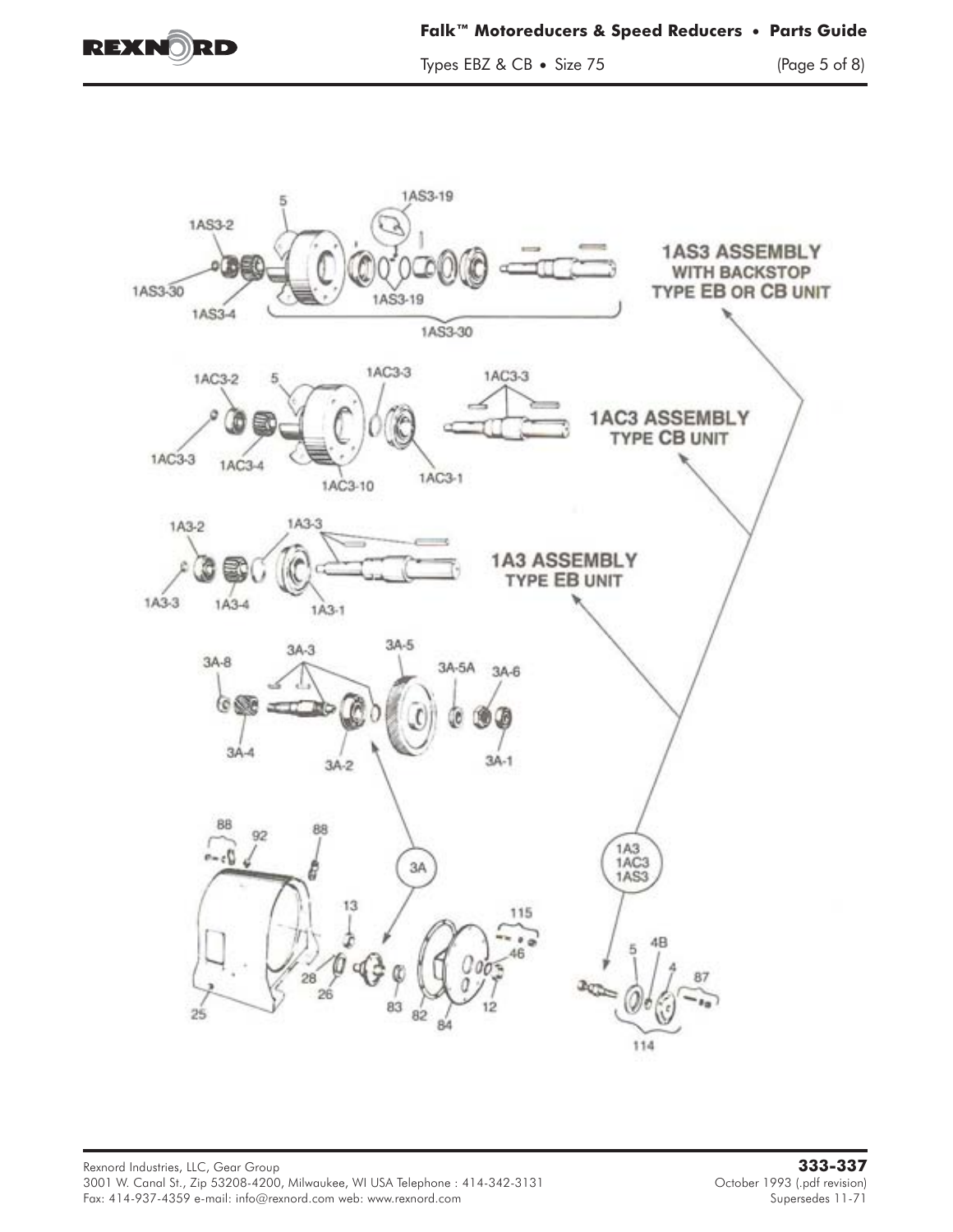**1AS3 ASSEMBLY WITH BACKSTOP TYPE EB OR CB UNIT**

1AS3-2, 1AS3-30, 1AS3-4, 5, 1AS3-19, 1AS3-19, 1AS3-30

**1AC3 ASSEMBLY TYPE CB UNIT**

1AC3-2, 5, 1AC3-3, 1AC3-3, 1AC3-3, 1AC3-4, 1AC3-10, 1AC3-1

**1A3 ASSEMBLY TYPE EB UNIT**

1A3-2, 1A3-3, 1A3-3, 1A3-4, 1A3-1

3A-8, 3A-3, 3A-5, 3A-5A, 3A-6, 3A-4, 3A-2, 3A-1

88, 92, 88, 3A, 13, 115, 46, 28, 26, 25, 83, 82, 84, 12

1A3, 1AC3, 1AS3

5, 4B, 4, 87, 114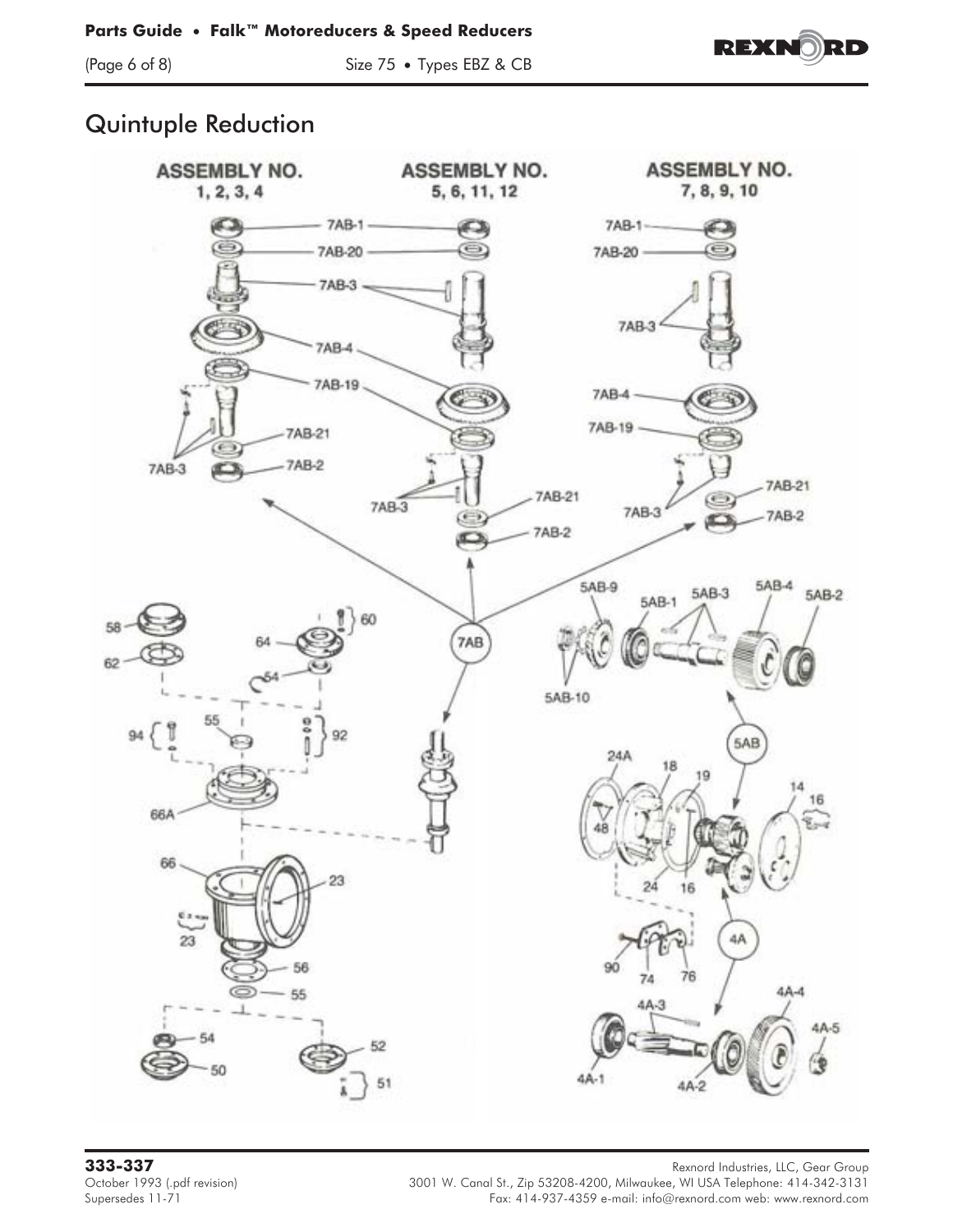# Quintuple Reduction

ASSEMBLY NO. 1, 2, 3, 4

ASSEMBLY NO. 5, 6, 11, 12

ASSEMBLY NO. 7, 8, 9, 10

7AB-1
7AB-20
7AB-3
7AB-4
7AB-19
7AB-21
7AB-2

7AB

5AB-9
5AB-1
5AB-3
5AB-4
5AB-2
5AB-10

5AB

58
62
60
64
54
55
94
92
66A
66
23
56
55
54
50
52
51

24A
18
19
14
16
48
24
16

4A

90
74
76

4A-3
4A-4
4A-5
4A-1
4A-2

**333-337**
October 1993 (.pdf revision)
Supersedes 11-71

Rexnord Industries, LLC, Gear Group
3001 W. Canal St., Zip 53208-4200, Milwaukee, WI USA Telephone: 414-342-3131
Fax: 414-937-4359 e-mail: info@rexnord.com web: www.rexnord.com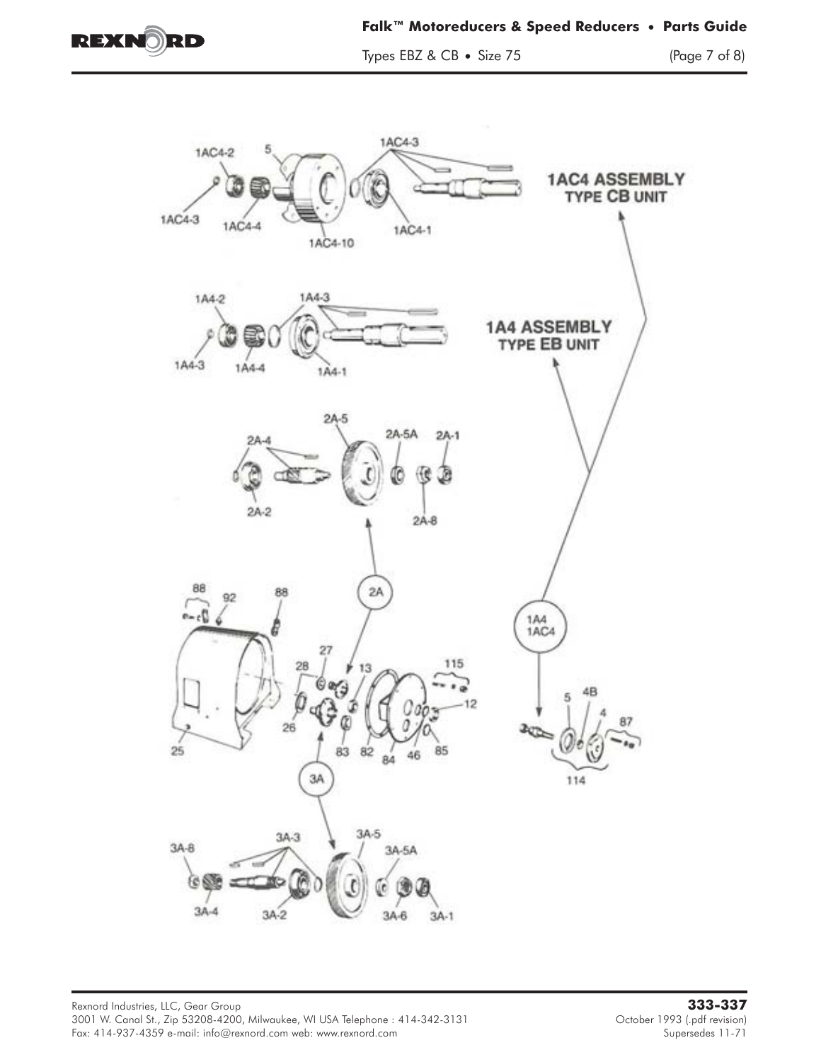**1AC4 ASSEMBLY**
**TYPE CB UNIT**

**1A4 ASSEMBLY**
**TYPE EB UNIT**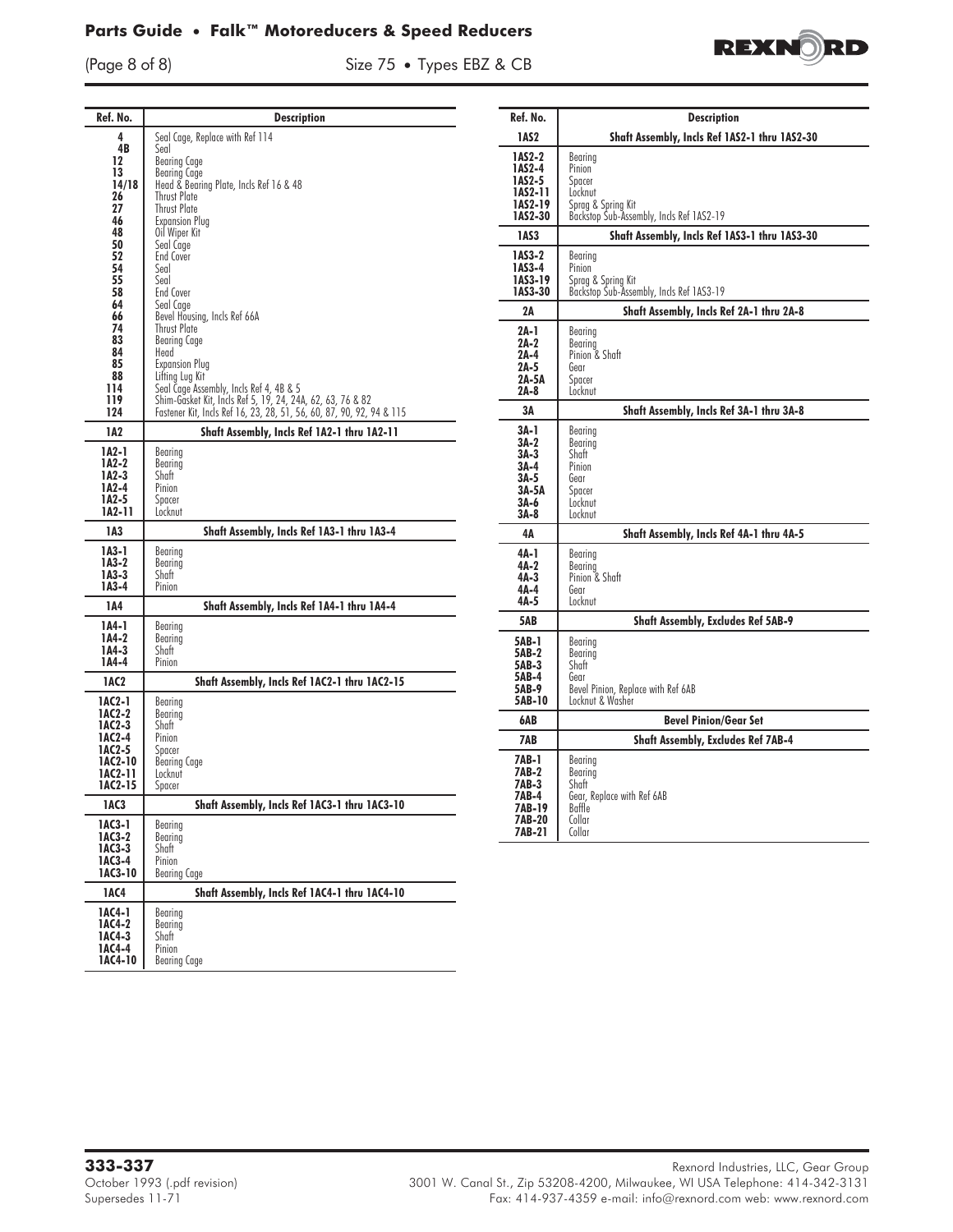| Ref. No. | Description |
|---|---|
| 4 | Seal Cage, Replace with Ref 114 |
| 4B | Seal |
| 12 | Bearing Cage |
| 13 | Bearing Cage |
| 14/18 | Head & Bearing Plate, Incls Ref 16 & 48 |
| 26 | Thrust Plate |
| 27 | Thrust Plate |
| 46 | Expansion Plug |
| 48 | Oil Wiper Kit |
| 50 | Seal Cage |
| 52 | End Cover |
| 54 | Seal |
| 55 | Seal |
| 58 | End Cover |
| 64 | Seal Cage |
| 66 | Bevel Housing, Incls Ref 66A |
| 74 | Thrust Plate |
| 83 | Bearing Cage |
| 84 | Head |
| 85 | Expansion Plug |
| 88 | Lifting Lug Kit |
| 114 | Seal Cage Assembly, Incls Ref 4, 4B & 5 |
| 119 | Shim-Gasket Kit, Incls Ref 5, 19, 24, 24A, 62, 63, 76 & 82 |
| 124 | Fastener Kit, Incls Ref 16, 23, 28, 51, 56, 60, 87, 90, 92, 94 & 115 |
| **1A2** | **Shaft Assembly, Incls Ref 1A2-1 thru 1A2-11** |
| 1A2-1 | Bearing |
| 1A2-2 | Bearing |
| 1A2-3 | Shaft |
| 1A2-4 | Pinion |
| 1A2-5 | Spacer |
| 1A2-11 | Locknut |
| **1A3** | **Shaft Assembly, Incls Ref 1A3-1 thru 1A3-4** |
| 1A3-1 | Bearing |
| 1A3-2 | Bearing |
| 1A3-3 | Shaft |
| 1A3-4 | Pinion |
| **1A4** | **Shaft Assembly, Incls Ref 1A4-1 thru 1A4-4** |
| 1A4-1 | Bearing |
| 1A4-2 | Bearing |
| 1A4-3 | Shaft |
| 1A4-4 | Pinion |
| **1AC2** | **Shaft Assembly, Incls Ref 1AC2-1 thru 1AC2-15** |
| 1AC2-1 | Bearing |
| 1AC2-2 | Bearing |
| 1AC2-3 | Shaft |
| 1AC2-4 | Pinion |
| 1AC2-5 | Spacer |
| 1AC2-10 | Bearing Cage |
| 1AC2-11 | Locknut |
| 1AC2-15 | Spacer |
| **1AC3** | **Shaft Assembly, Incls Ref 1AC3-1 thru 1AC3-10** |
| 1AC3-1 | Bearing |
| 1AC3-2 | Bearing |
| 1AC3-3 | Shaft |
| 1AC3-4 | Pinion |
| 1AC3-10 | Bearing Cage |
| **1AC4** | **Shaft Assembly, Incls Ref 1AC4-1 thru 1AC4-10** |
| 1AC4-1 | Bearing |
| 1AC4-2 | Bearing |
| 1AC4-3 | Shaft |
| 1AC4-4 | Pinion |
| 1AC4-10 | Bearing Cage |

| Ref. No. | Description |
|---|---|
| **1AS2** | **Shaft Assembly, Incls Ref 1AS2-1 thru 1AS2-30** |
| 1AS2-2 | Bearing |
| 1AS2-4 | Pinion |
| 1AS2-5 | Spacer |
| 1AS2-11 | Locknut |
| 1AS2-19 | Sprag & Spring Kit |
| 1AS2-30 | Backstop Sub-Assembly, Incls Ref 1AS2-19 |
| **1AS3** | **Shaft Assembly, Incls Ref 1AS3-1 thru 1AS3-30** |
| 1AS3-2 | Bearing |
| 1AS3-4 | Pinion |
| 1AS3-19 | Sprag & Spring Kit |
| 1AS3-30 | Backstop Sub-Assembly, Incls Ref 1AS3-19 |
| **2A** | **Shaft Assembly, Incls Ref 2A-1 thru 2A-8** |
| 2A-1 | Bearing |
| 2A-2 | Bearing |
| 2A-4 | Pinion & Shaft |
| 2A-5 | Gear |
| 2A-5A | Spacer |
| 2A-8 | Locknut |
| **3A** | **Shaft Assembly, Incls Ref 3A-1 thru 3A-8** |
| 3A-1 | Bearing |
| 3A-2 | Bearing |
| 3A-3 | Shaft |
| 3A-4 | Pinion |
| 3A-5 | Gear |
| 3A-5A | Spacer |
| 3A-6 | Locknut |
| 3A-8 | Locknut |
| **4A** | **Shaft Assembly, Incls Ref 4A-1 thru 4A-5** |
| 4A-1 | Bearing |
| 4A-2 | Bearing |
| 4A-3 | Pinion & Shaft |
| 4A-4 | Gear |
| 4A-5 | Locknut |
| **5AB** | **Shaft Assembly, Excludes Ref 5AB-9** |
| 5AB-1 | Bearing |
| 5AB-2 | Bearing |
| 5AB-3 | Shaft |
| 5AB-4 | Gear |
| 5AB-9 | Bevel Pinion, Replace with Ref 6AB |
| 5AB-10 | Locknut & Washer |
| **6AB** | **Bevel Pinion/Gear Set** |
| **7AB** | **Shaft Assembly, Excludes Ref 7AB-4** |
| 7AB-1 | Bearing |
| 7AB-2 | Bearing |
| 7AB-3 | Shaft |
| 7AB-4 | Gear, Replace with Ref 6AB |
| 7AB-19 | Baffle |
| 7AB-20 | Collar |
| 7AB-21 | Collar |

**333-337**
October 1993 (.pdf revision)
Supersedes 11-71

Rexnord Industries, LLC, Gear Group
3001 W. Canal St., Zip 53208-4200, Milwaukee, WI USA Telephone: 414-342-3131
Fax: 414-937-4359 e-mail: info@rexnord.com web: www.rexnord.com